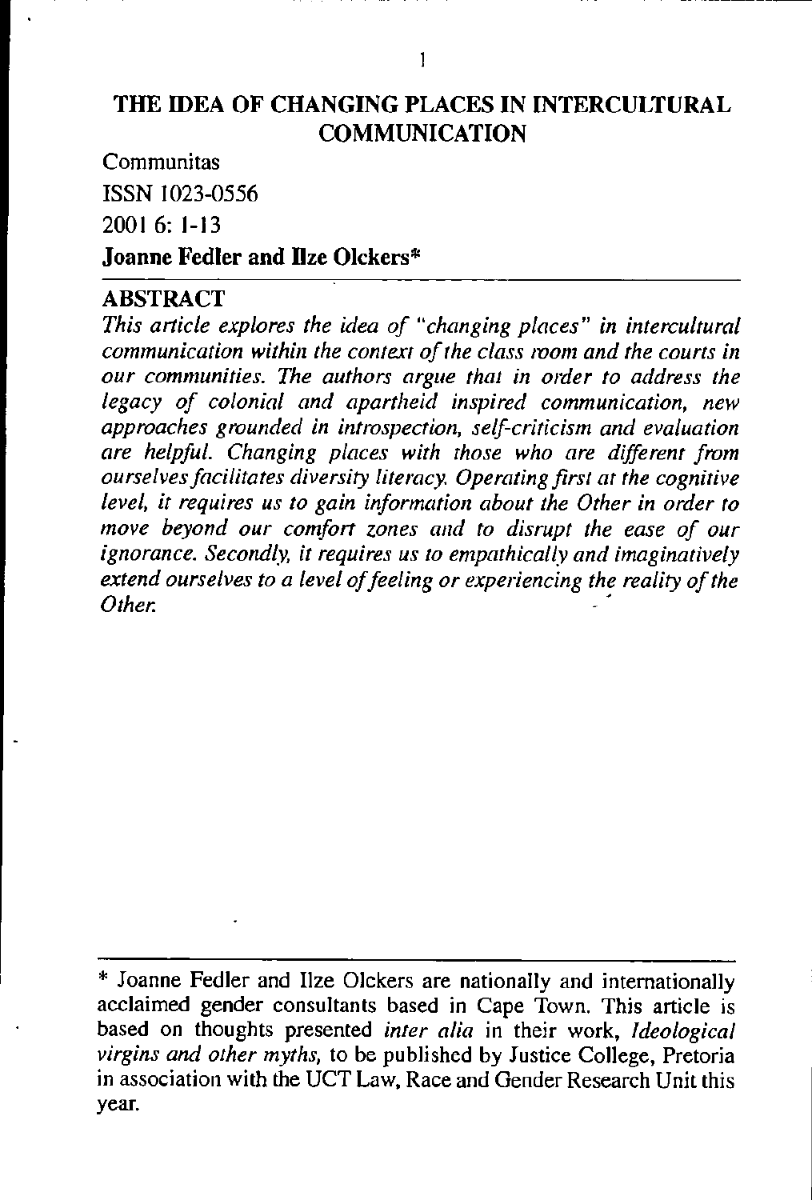# THE IDEA OF CHANGING PLACES IN INTERCULTURAL COMMUNICATION

Communitas

ISSN 1023-0556

2001 6: 1-13

**Joanne Fedler and Ilze Olckers***

## ABSTRACT

*This article explores the idea of "changing places" in intercultural communication within the context of the class room and the courts in our communities. The authors argue that in order to address the legacy of colonial and apartheid inspired communication, new approaches grounded in introspection, self-criticism and evaluation are helpful. Changing places with those who are different from ourselves facilitates diversity literacy. Operating first at the cognitive level, it requires us to gain information about the Other in order to move beyond our comfort zones and to disrupt the ease of our ignorance. Secondly, it requires us to empathically and imaginatively extend ourselves to a level of feeling or experiencing the reality of the Other.*

---

\* Joanne Fedler and Ilze Olckers are nationally and internationally acclaimed gender consultants based in Cape Town. This article is based on thoughts presented *inter alia* in their work, *Ideological virgins and other myths*, to be published by Justice College, Pretoria in association with the UCT Law, Race and Gender Research Unit this year.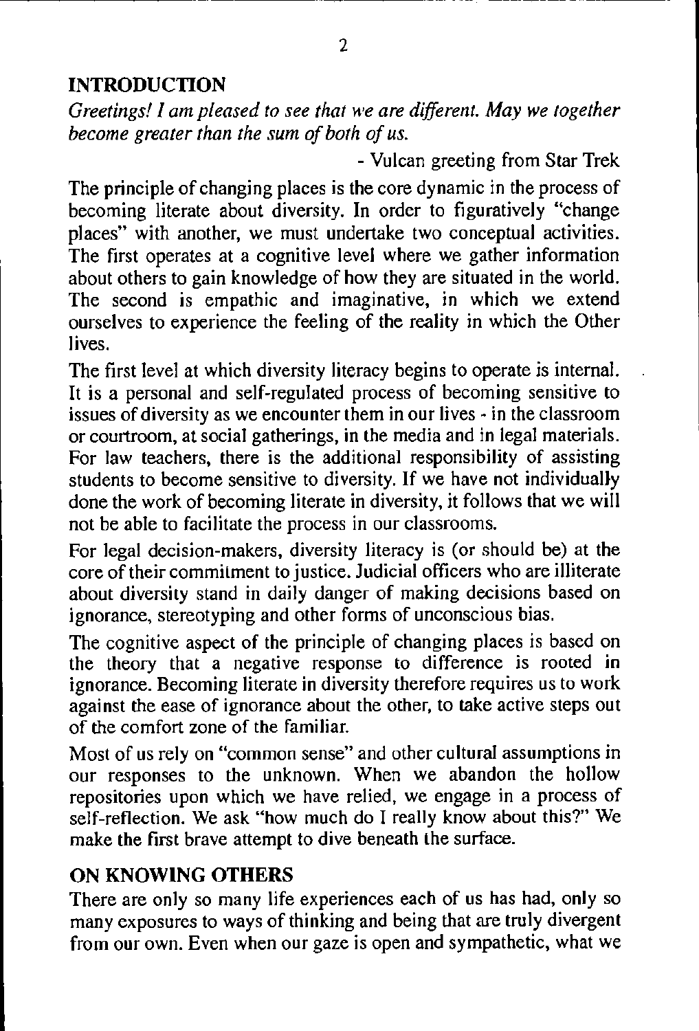## INTRODUCTION

*Greetings! I am pleased to see that we are different. May we together become greater than the sum of both of us.*

- Vulcan greeting from Star Trek

The principle of changing places is the core dynamic in the process of becoming literate about diversity. In order to figuratively "change places" with another, we must undertake two conceptual activities. The first operates at a cognitive level where we gather information about others to gain knowledge of how they are situated in the world. The second is empathic and imaginative, in which we extend ourselves to experience the feeling of the reality in which the Other lives.

The first level at which diversity literacy begins to operate is internal. It is a personal and self-regulated process of becoming sensitive to issues of diversity as we encounter them in our lives - in the classroom or courtroom, at social gatherings, in the media and in legal materials. For law teachers, there is the additional responsibility of assisting students to become sensitive to diversity. If we have not individually done the work of becoming literate in diversity, it follows that we will not be able to facilitate the process in our classrooms.

For legal decision-makers, diversity literacy is (or should be) at the core of their commitment to justice. Judicial officers who are illiterate about diversity stand in daily danger of making decisions based on ignorance, stereotyping and other forms of unconscious bias.

The cognitive aspect of the principle of changing places is based on the theory that a negative response to difference is rooted in ignorance. Becoming literate in diversity therefore requires us to work against the ease of ignorance about the other, to take active steps out of the comfort zone of the familiar.

Most of us rely on "common sense" and other cultural assumptions in our responses to the unknown. When we abandon the hollow repositories upon which we have relied, we engage in a process of self-reflection. We ask "how much do I really know about this?" We make the first brave attempt to dive beneath the surface.

## ON KNOWING OTHERS

There are only so many life experiences each of us has had, only so many exposures to ways of thinking and being that are truly divergent from our own. Even when our gaze is open and sympathetic, what we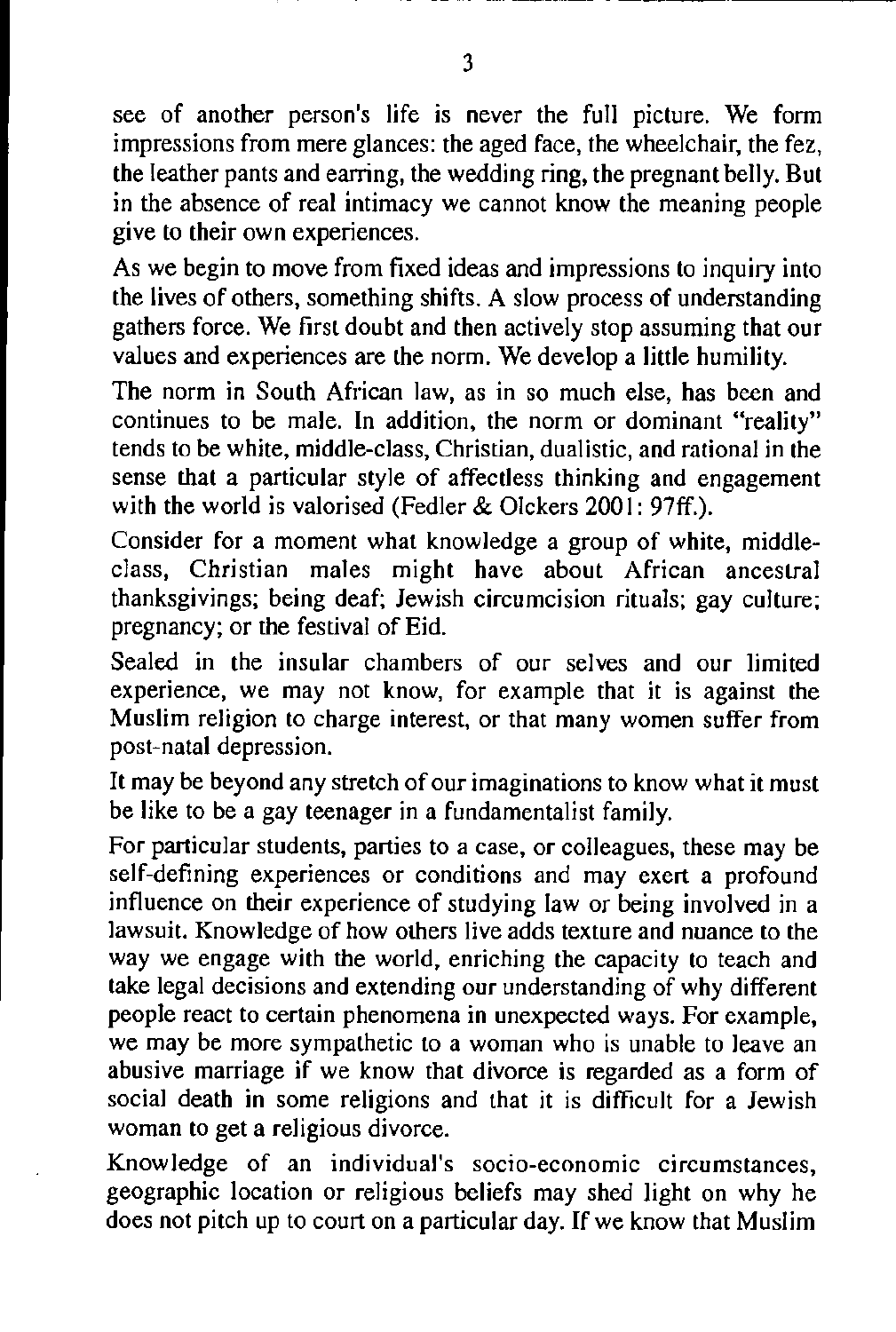see of another person's life is never the full picture. We form impressions from mere glances: the aged face, the wheelchair, the fez, the leather pants and earring, the wedding ring, the pregnant belly. But in the absence of real intimacy we cannot know the meaning people give to their own experiences.

As we begin to move from fixed ideas and impressions to inquiry into the lives of others, something shifts. A slow process of understanding gathers force. We first doubt and then actively stop assuming that our values and experiences are the norm. We develop a little humility.

The norm in South African law, as in so much else, has been and continues to be male. In addition, the norm or dominant "reality" tends to be white, middle-class, Christian, dualistic, and rational in the sense that a particular style of affectless thinking and engagement with the world is valorised (Fedler & Olckers 2001: 97ff.).

Consider for a moment what knowledge a group of white, middle-class, Christian males might have about African ancestral thanksgivings; being deaf; Jewish circumcision rituals; gay culture; pregnancy; or the festival of Eid.

Sealed in the insular chambers of our selves and our limited experience, we may not know, for example that it is against the Muslim religion to charge interest, or that many women suffer from post-natal depression.

It may be beyond any stretch of our imaginations to know what it must be like to be a gay teenager in a fundamentalist family.

For particular students, parties to a case, or colleagues, these may be self-defining experiences or conditions and may exert a profound influence on their experience of studying law or being involved in a lawsuit. Knowledge of how others live adds texture and nuance to the way we engage with the world, enriching the capacity to teach and take legal decisions and extending our understanding of why different people react to certain phenomena in unexpected ways. For example, we may be more sympathetic to a woman who is unable to leave an abusive marriage if we know that divorce is regarded as a form of social death in some religions and that it is difficult for a Jewish woman to get a religious divorce.

Knowledge of an individual's socio-economic circumstances, geographic location or religious beliefs may shed light on why he does not pitch up to court on a particular day. If we know that Muslim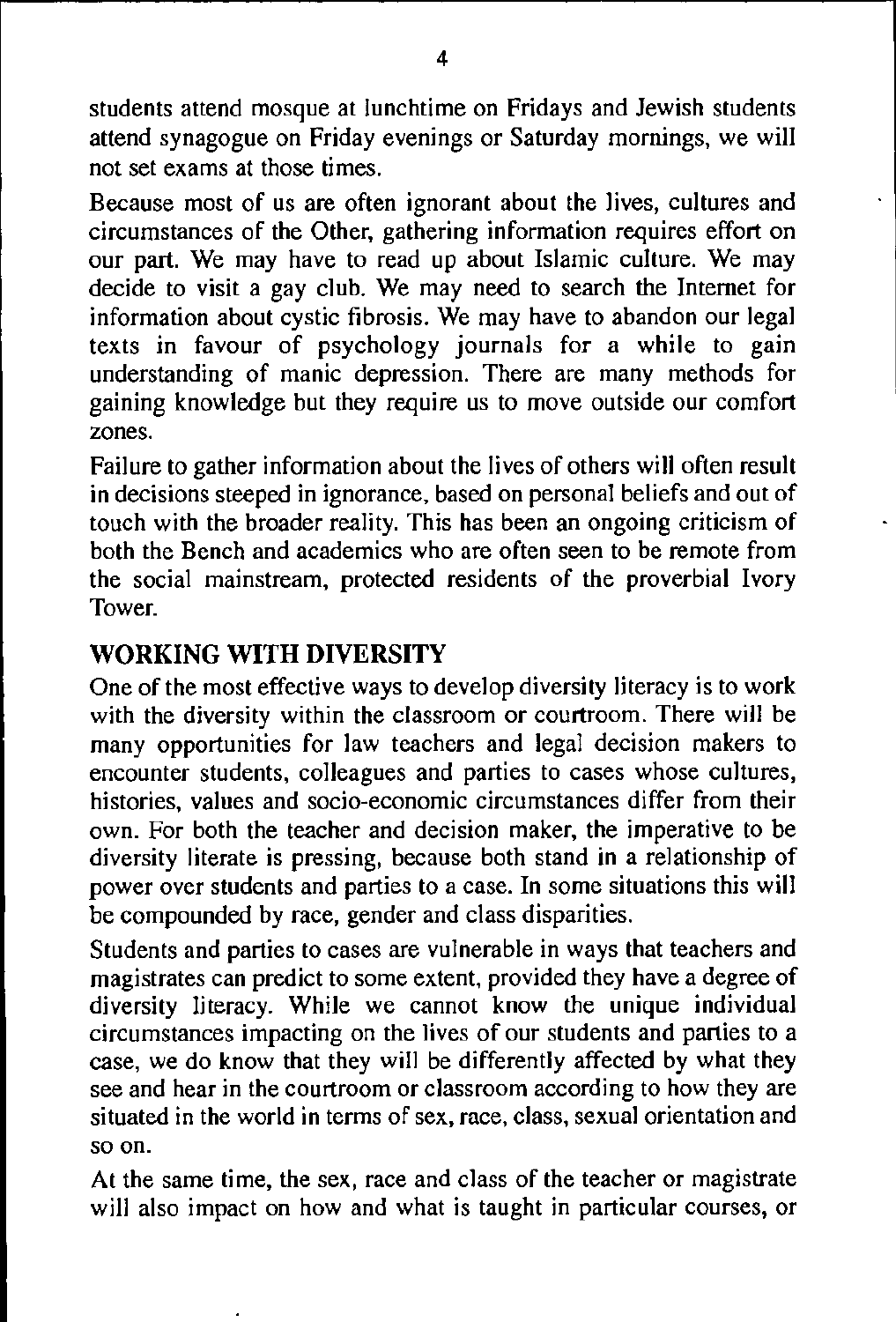students attend mosque at lunchtime on Fridays and Jewish students attend synagogue on Friday evenings or Saturday mornings, we will not set exams at those times.

Because most of us are often ignorant about the lives, cultures and circumstances of the Other, gathering information requires effort on our part. We may have to read up about Islamic culture. We may decide to visit a gay club. We may need to search the Internet for information about cystic fibrosis. We may have to abandon our legal texts in favour of psychology journals for a while to gain understanding of manic depression. There are many methods for gaining knowledge but they require us to move outside our comfort zones.

Failure to gather information about the lives of others will often result in decisions steeped in ignorance, based on personal beliefs and out of touch with the broader reality. This has been an ongoing criticism of both the Bench and academics who are often seen to be remote from the social mainstream, protected residents of the proverbial Ivory Tower.

## WORKING WITH DIVERSITY

One of the most effective ways to develop diversity literacy is to work with the diversity within the classroom or courtroom. There will be many opportunities for law teachers and legal decision makers to encounter students, colleagues and parties to cases whose cultures, histories, values and socio-economic circumstances differ from their own. For both the teacher and decision maker, the imperative to be diversity literate is pressing, because both stand in a relationship of power over students and parties to a case. In some situations this will be compounded by race, gender and class disparities.

Students and parties to cases are vulnerable in ways that teachers and magistrates can predict to some extent, provided they have a degree of diversity literacy. While we cannot know the unique individual circumstances impacting on the lives of our students and parties to a case, we do know that they will be differently affected by what they see and hear in the courtroom or classroom according to how they are situated in the world in terms of sex, race, class, sexual orientation and so on.

At the same time, the sex, race and class of the teacher or magistrate will also impact on how and what is taught in particular courses, or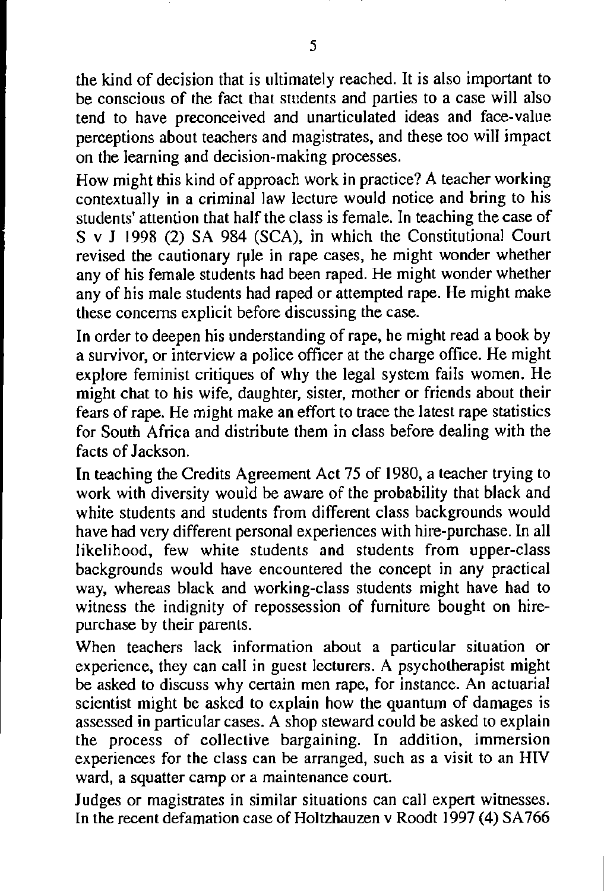the kind of decision that is ultimately reached. It is also important to be conscious of the fact that students and parties to a case will also tend to have preconceived and unarticulated ideas and face-value perceptions about teachers and magistrates, and these too will impact on the learning and decision-making processes.

How might this kind of approach work in practice? A teacher working contextually in a criminal law lecture would notice and bring to his students' attention that half the class is female. In teaching the case of S v J 1998 (2) SA 984 (SCA), in which the Constitutional Court revised the cautionary rule in rape cases, he might wonder whether any of his female students had been raped. He might wonder whether any of his male students had raped or attempted rape. He might make these concerns explicit before discussing the case.

In order to deepen his understanding of rape, he might read a book by a survivor, or interview a police officer at the charge office. He might explore feminist critiques of why the legal system fails women. He might chat to his wife, daughter, sister, mother or friends about their fears of rape. He might make an effort to trace the latest rape statistics for South Africa and distribute them in class before dealing with the facts of Jackson.

In teaching the Credits Agreement Act 75 of 1980, a teacher trying to work with diversity would be aware of the probability that black and white students and students from different class backgrounds would have had very different personal experiences with hire-purchase. In all likelihood, few white students and students from upper-class backgrounds would have encountered the concept in any practical way, whereas black and working-class students might have had to witness the indignity of repossession of furniture bought on hire-purchase by their parents.

When teachers lack information about a particular situation or experience, they can call in guest lecturers. A psychotherapist might be asked to discuss why certain men rape, for instance. An actuarial scientist might be asked to explain how the quantum of damages is assessed in particular cases. A shop steward could be asked to explain the process of collective bargaining. In addition, immersion experiences for the class can be arranged, such as a visit to an HIV ward, a squatter camp or a maintenance court.

Judges or magistrates in similar situations can call expert witnesses. In the recent defamation case of Holtzhauzen v Roodt 1997 (4) SA766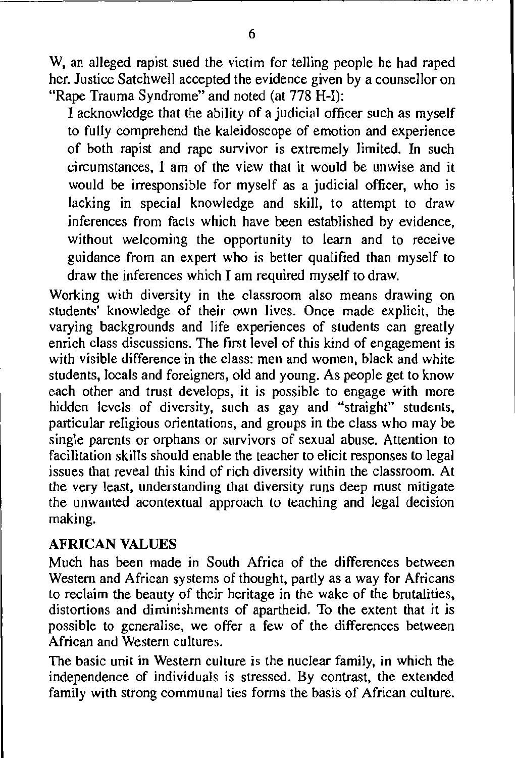W, an alleged rapist sued the victim for telling people he had raped her. Justice Satchwell accepted the evidence given by a counsellor on "Rape Trauma Syndrome" and noted (at 778 H-I):

> I acknowledge that the ability of a judicial officer such as myself to fully comprehend the kaleidoscope of emotion and experience of both rapist and rape survivor is extremely limited. In such circumstances, I am of the view that it would be unwise and it would be irresponsible for myself as a judicial officer, who is lacking in special knowledge and skill, to attempt to draw inferences from facts which have been established by evidence, without welcoming the opportunity to learn and to receive guidance from an expert who is better qualified than myself to draw the inferences which I am required myself to draw.

Working with diversity in the classroom also means drawing on students' knowledge of their own lives. Once made explicit, the varying backgrounds and life experiences of students can greatly enrich class discussions. The first level of this kind of engagement is with visible difference in the class: men and women, black and white students, locals and foreigners, old and young. As people get to know each other and trust develops, it is possible to engage with more hidden levels of diversity, such as gay and "straight" students, particular religious orientations, and groups in the class who may be single parents or orphans or survivors of sexual abuse. Attention to facilitation skills should enable the teacher to elicit responses to legal issues that reveal this kind of rich diversity within the classroom. At the very least, understanding that diversity runs deep must mitigate the unwanted acontextual approach to teaching and legal decision making.

## AFRICAN VALUES

Much has been made in South Africa of the differences between Western and African systems of thought, partly as a way for Africans to reclaim the beauty of their heritage in the wake of the brutalities, distortions and diminishments of apartheid. To the extent that it is possible to generalise, we offer a few of the differences between African and Western cultures.

The basic unit in Western culture is the nuclear family, in which the independence of individuals is stressed. By contrast, the extended family with strong communal ties forms the basis of African culture.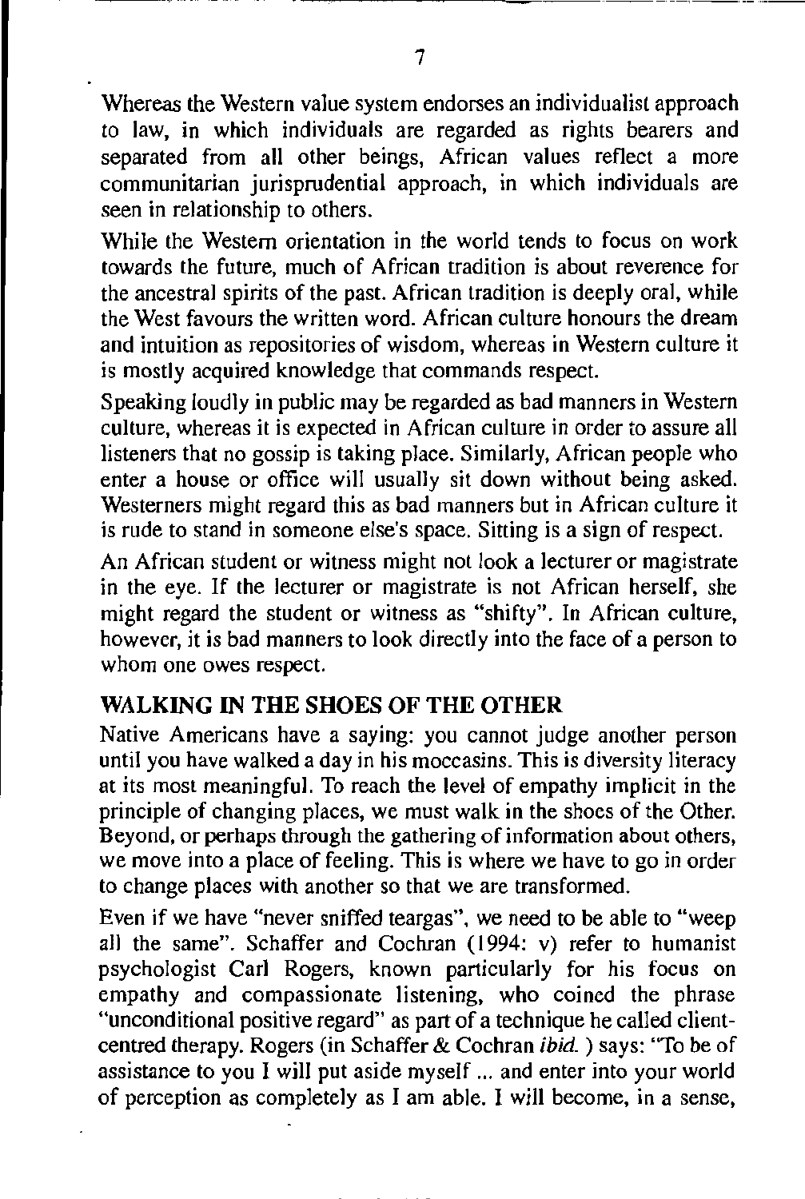Whereas the Western value system endorses an individualist approach to law, in which individuals are regarded as rights bearers and separated from all other beings, African values reflect a more communitarian jurisprudential approach, in which individuals are seen in relationship to others.

While the Western orientation in the world tends to focus on work towards the future, much of African tradition is about reverence for the ancestral spirits of the past. African tradition is deeply oral, while the West favours the written word. African culture honours the dream and intuition as repositories of wisdom, whereas in Western culture it is mostly acquired knowledge that commands respect.

Speaking loudly in public may be regarded as bad manners in Western culture, whereas it is expected in African culture in order to assure all listeners that no gossip is taking place. Similarly, African people who enter a house or office will usually sit down without being asked. Westerners might regard this as bad manners but in African culture it is rude to stand in someone else's space. Sitting is a sign of respect.

An African student or witness might not look a lecturer or magistrate in the eye. If the lecturer or magistrate is not African herself, she might regard the student or witness as "shifty". In African culture, however, it is bad manners to look directly into the face of a person to whom one owes respect.

## WALKING IN THE SHOES OF THE OTHER

Native Americans have a saying: you cannot judge another person until you have walked a day in his moccasins. This is diversity literacy at its most meaningful. To reach the level of empathy implicit in the principle of changing places, we must walk in the shoes of the Other. Beyond, or perhaps through the gathering of information about others, we move into a place of feeling. This is where we have to go in order to change places with another so that we are transformed.

Even if we have "never sniffed teargas", we need to be able to "weep all the same". Schaffer and Cochran (1994: v) refer to humanist psychologist Carl Rogers, known particularly for his focus on empathy and compassionate listening, who coined the phrase "unconditional positive regard" as part of a technique he called client-centred therapy. Rogers (in Schaffer & Cochran *ibid.* ) says: "To be of assistance to you I will put aside myself ... and enter into your world of perception as completely as I am able. I will become, in a sense,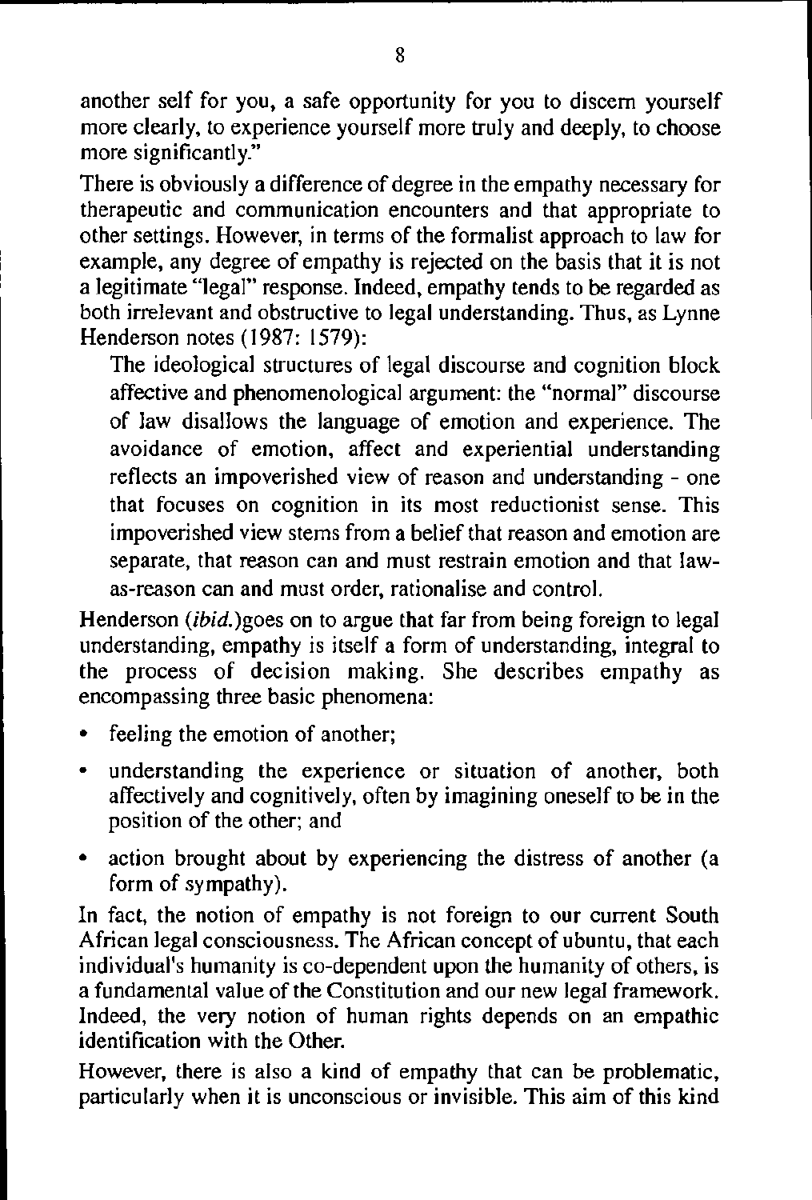another self for you, a safe opportunity for you to discern yourself more clearly, to experience yourself more truly and deeply, to choose more significantly."

There is obviously a difference of degree in the empathy necessary for therapeutic and communication encounters and that appropriate to other settings. However, in terms of the formalist approach to law for example, any degree of empathy is rejected on the basis that it is not a legitimate "legal" response. Indeed, empathy tends to be regarded as both irrelevant and obstructive to legal understanding. Thus, as Lynne Henderson notes (1987: 1579):

> The ideological structures of legal discourse and cognition block affective and phenomenological argument: the "normal" discourse of law disallows the language of emotion and experience. The avoidance of emotion, affect and experiential understanding reflects an impoverished view of reason and understanding - one that focuses on cognition in its most reductionist sense. This impoverished view stems from a belief that reason and emotion are separate, that reason can and must restrain emotion and that law-as-reason can and must order, rationalise and control.

Henderson (*ibid.*)goes on to argue that far from being foreign to legal understanding, empathy is itself a form of understanding, integral to the process of decision making. She describes empathy as encompassing three basic phenomena:

- feeling the emotion of another;
- understanding the experience or situation of another, both affectively and cognitively, often by imagining oneself to be in the position of the other; and
- action brought about by experiencing the distress of another (a form of sympathy).

In fact, the notion of empathy is not foreign to our current South African legal consciousness. The African concept of ubuntu, that each individual's humanity is co-dependent upon the humanity of others, is a fundamental value of the Constitution and our new legal framework. Indeed, the very notion of human rights depends on an empathic identification with the Other.

However, there is also a kind of empathy that can be problematic, particularly when it is unconscious or invisible. This aim of this kind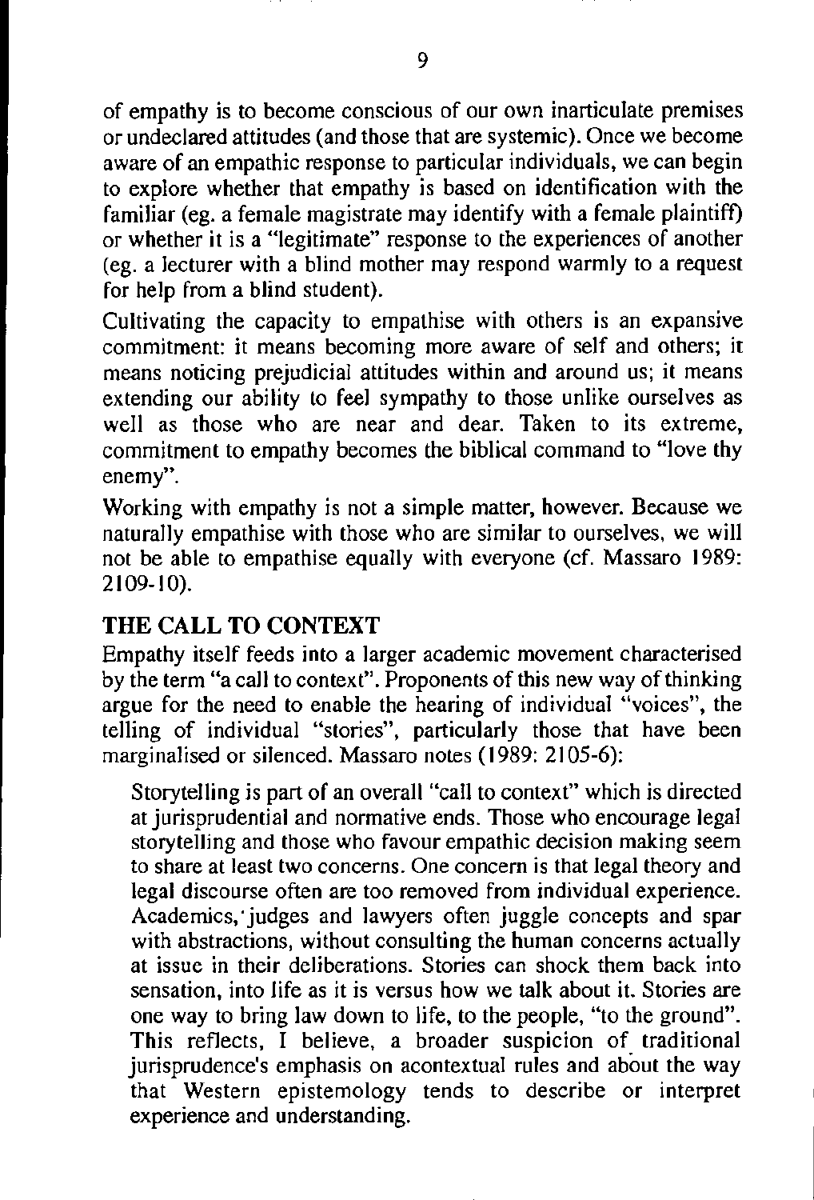of empathy is to become conscious of our own inarticulate premises or undeclared attitudes (and those that are systemic). Once we become aware of an empathic response to particular individuals, we can begin to explore whether that empathy is based on identification with the familiar (eg. a female magistrate may identify with a female plaintiff) or whether it is a "legitimate" response to the experiences of another (eg. a lecturer with a blind mother may respond warmly to a request for help from a blind student).

Cultivating the capacity to empathise with others is an expansive commitment: it means becoming more aware of self and others; it means noticing prejudicial attitudes within and around us; it means extending our ability to feel sympathy to those unlike ourselves as well as those who are near and dear. Taken to its extreme, commitment to empathy becomes the biblical command to "love thy enemy".

Working with empathy is not a simple matter, however. Because we naturally empathise with those who are similar to ourselves, we will not be able to empathise equally with everyone (cf. Massaro 1989: 2109-10).

## THE CALL TO CONTEXT

Empathy itself feeds into a larger academic movement characterised by the term "a call to context". Proponents of this new way of thinking argue for the need to enable the hearing of individual "voices", the telling of individual "stories", particularly those that have been marginalised or silenced. Massaro notes (1989: 2105-6):

> Storytelling is part of an overall "call to context" which is directed at jurisprudential and normative ends. Those who encourage legal storytelling and those who favour empathic decision making seem to share at least two concerns. One concern is that legal theory and legal discourse often are too removed from individual experience. Academics, judges and lawyers often juggle concepts and spar with abstractions, without consulting the human concerns actually at issue in their deliberations. Stories can shock them back into sensation, into life as it is versus how we talk about it. Stories are one way to bring law down to life, to the people, "to the ground". This reflects, I believe, a broader suspicion of traditional jurisprudence's emphasis on acontextual rules and about the way that Western epistemology tends to describe or interpret experience and understanding.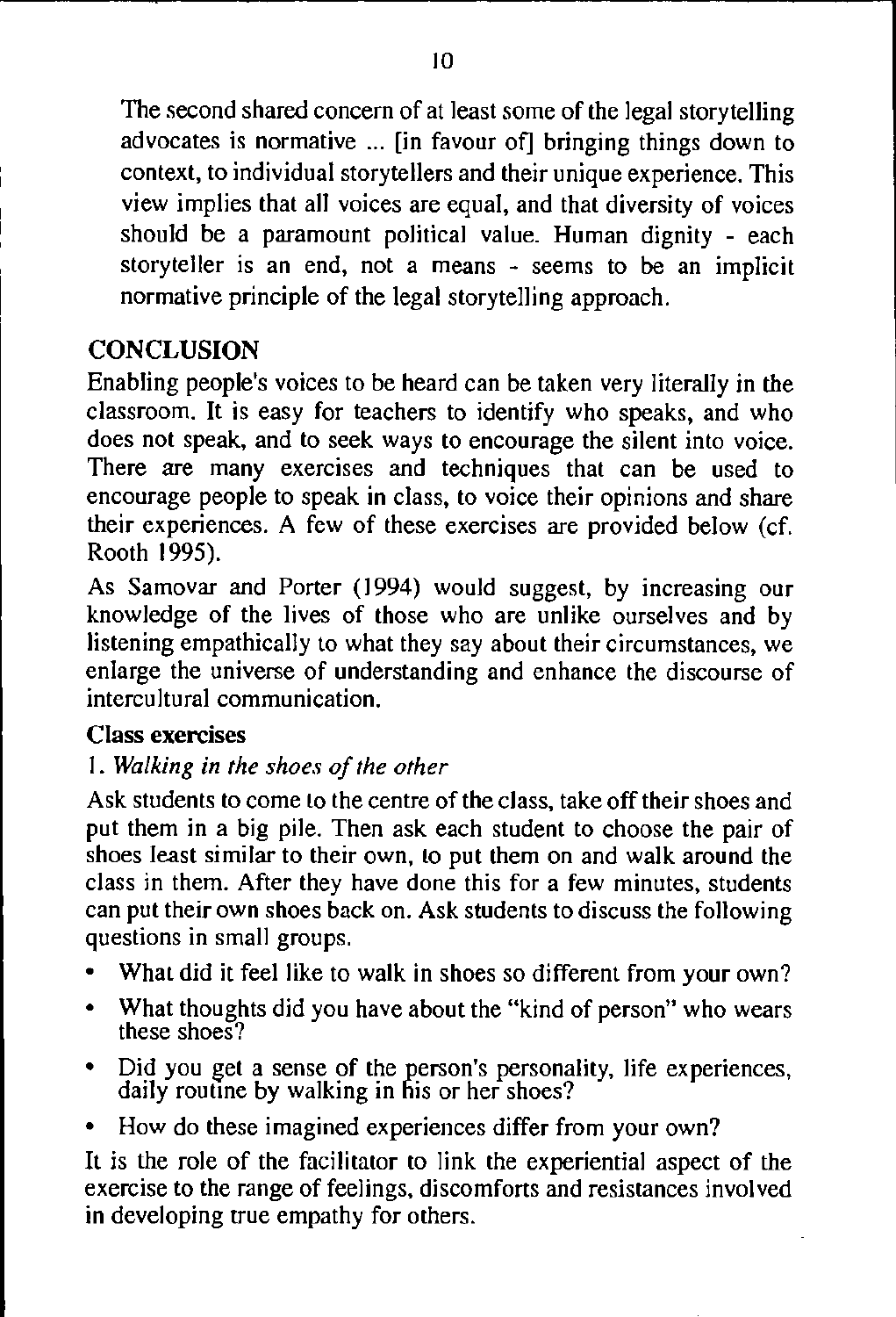> The second shared concern of at least some of the legal storytelling advocates is normative ... [in favour of] bringing things down to context, to individual storytellers and their unique experience. This view implies that all voices are equal, and that diversity of voices should be a paramount political value. Human dignity - each storyteller is an end, not a means - seems to be an implicit normative principle of the legal storytelling approach.

## CONCLUSION

Enabling people's voices to be heard can be taken very literally in the classroom. It is easy for teachers to identify who speaks, and who does not speak, and to seek ways to encourage the silent into voice. There are many exercises and techniques that can be used to encourage people to speak in class, to voice their opinions and share their experiences. A few of these exercises are provided below (cf. Rooth 1995).

As Samovar and Porter (1994) would suggest, by increasing our knowledge of the lives of those who are unlike ourselves and by listening empathically to what they say about their circumstances, we enlarge the universe of understanding and enhance the discourse of intercultural communication.

### Class exercises

1. *Walking in the shoes of the other*

Ask students to come to the centre of the class, take off their shoes and put them in a big pile. Then ask each student to choose the pair of shoes least similar to their own, to put them on and walk around the class in them. After they have done this for a few minutes, students can put their own shoes back on. Ask students to discuss the following questions in small groups.

- What did it feel like to walk in shoes so different from your own?
- What thoughts did you have about the "kind of person" who wears these shoes?
- Did you get a sense of the person's personality, life experiences, daily routine by walking in his or her shoes?
- How do these imagined experiences differ from your own?

It is the role of the facilitator to link the experiential aspect of the exercise to the range of feelings, discomforts and resistances involved in developing true empathy for others.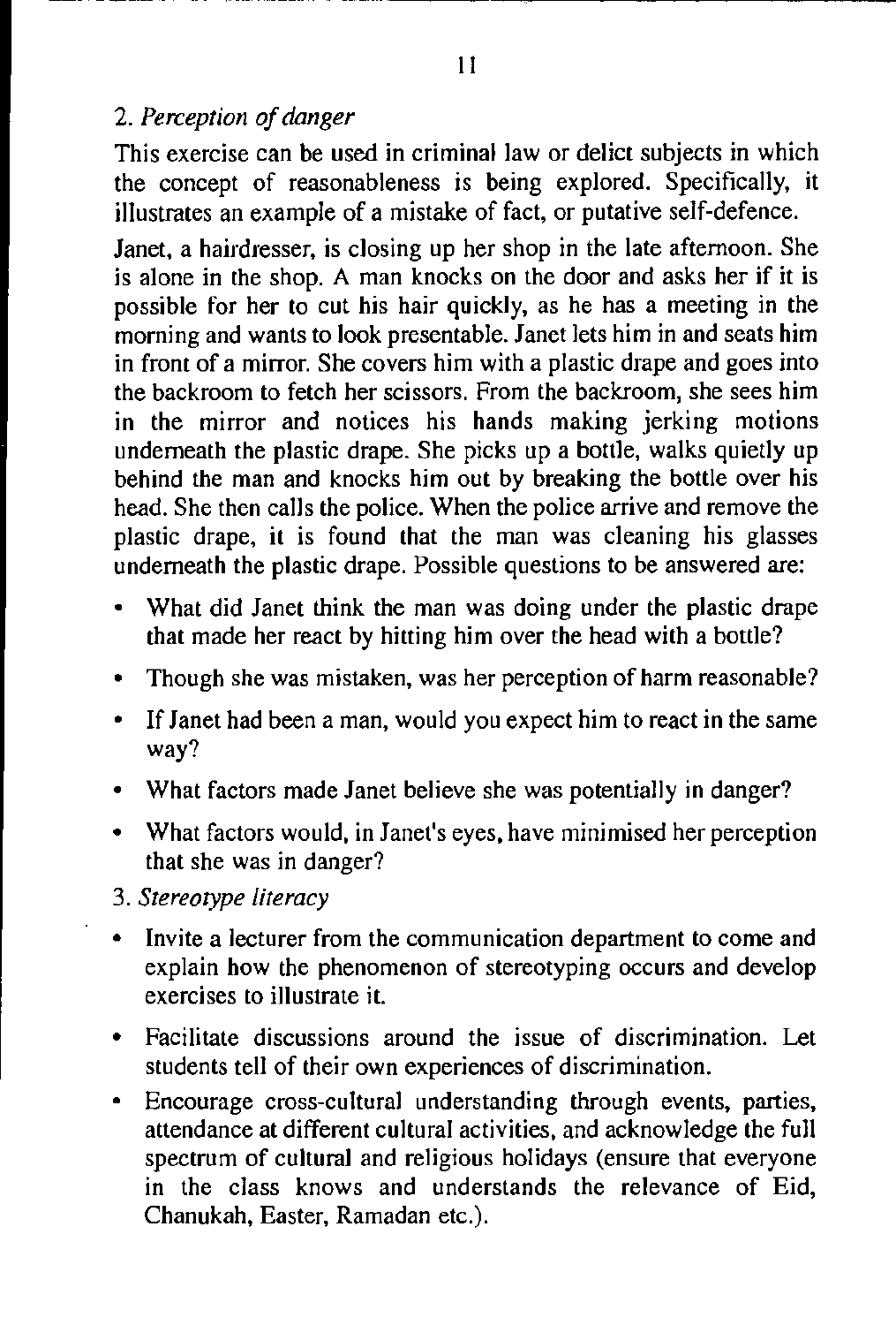## 2. *Perception of danger*

This exercise can be used in criminal law or delict subjects in which the concept of reasonableness is being explored. Specifically, it illustrates an example of a mistake of fact, or putative self-defence.

Janet, a hairdresser, is closing up her shop in the late afternoon. She is alone in the shop. A man knocks on the door and asks her if it is possible for her to cut his hair quickly, as he has a meeting in the morning and wants to look presentable. Janet lets him in and seats him in front of a mirror. She covers him with a plastic drape and goes into the backroom to fetch her scissors. From the backroom, she sees him in the mirror and notices his hands making jerking motions underneath the plastic drape. She picks up a bottle, walks quietly up behind the man and knocks him out by breaking the bottle over his head. She then calls the police. When the police arrive and remove the plastic drape, it is found that the man was cleaning his glasses underneath the plastic drape. Possible questions to be answered are:

- What did Janet think the man was doing under the plastic drape that made her react by hitting him over the head with a bottle?
- Though she was mistaken, was her perception of harm reasonable?
- If Janet had been a man, would you expect him to react in the same way?
- What factors made Janet believe she was potentially in danger?
- What factors would, in Janet's eyes, have minimised her perception that she was in danger?

## 3. *Stereotype literacy*

- Invite a lecturer from the communication department to come and explain how the phenomenon of stereotyping occurs and develop exercises to illustrate it.
- Facilitate discussions around the issue of discrimination. Let students tell of their own experiences of discrimination.
- Encourage cross-cultural understanding through events, parties, attendance at different cultural activities, and acknowledge the full spectrum of cultural and religious holidays (ensure that everyone in the class knows and understands the relevance of Eid, Chanukah, Easter, Ramadan etc.).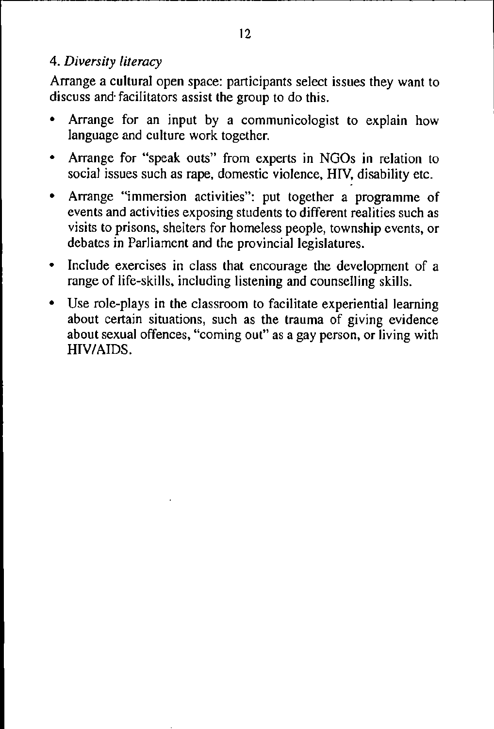4. *Diversity literacy*

Arrange a cultural open space: participants select issues they want to discuss and facilitators assist the group to do this.

- Arrange for an input by a communicologist to explain how language and culture work together.
- Arrange for "speak outs" from experts in NGOs in relation to social issues such as rape, domestic violence, HIV, disability etc.
- Arrange "immersion activities": put together a programme of events and activities exposing students to different realities such as visits to prisons, shelters for homeless people, township events, or debates in Parliament and the provincial legislatures.
- Include exercises in class that encourage the development of a range of life-skills, including listening and counselling skills.
- Use role-plays in the classroom to facilitate experiential learning about certain situations, such as the trauma of giving evidence about sexual offences, "coming out" as a gay person, or living with HIV/AIDS.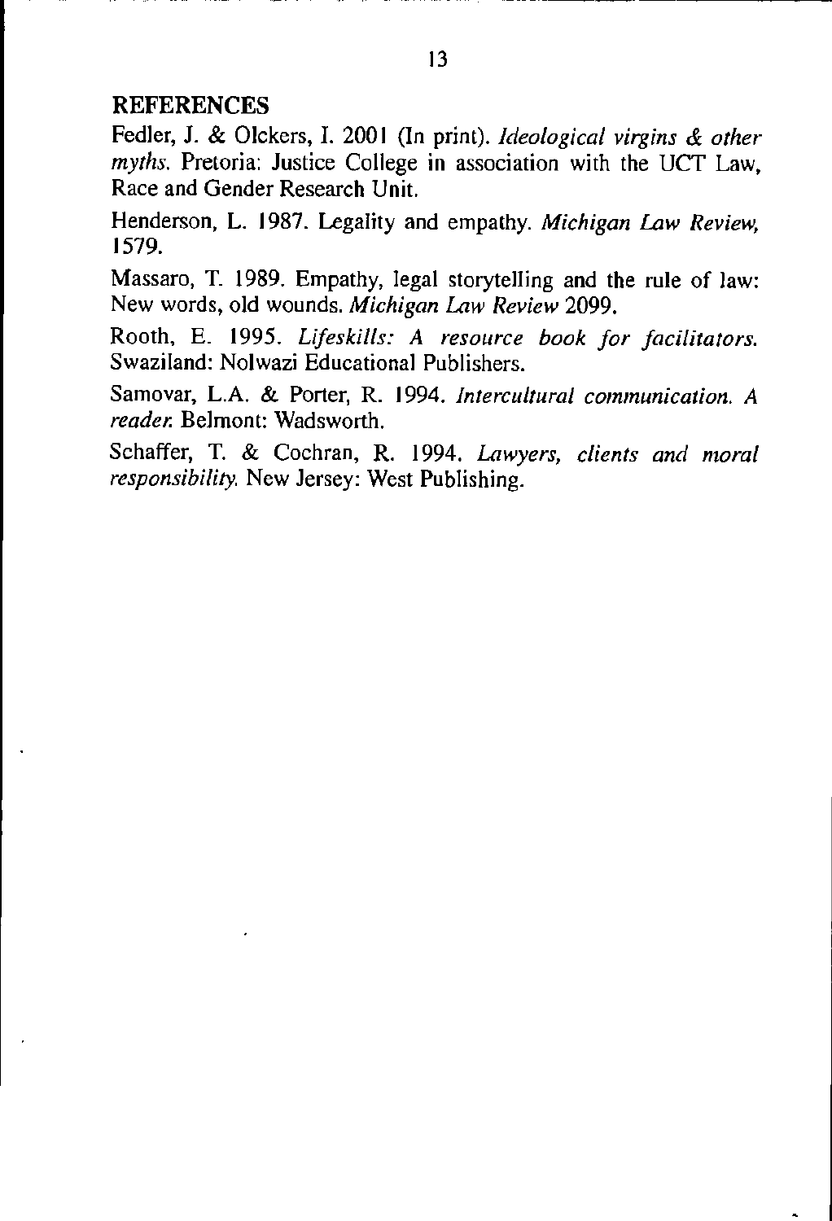## REFERENCES

Fedler, J. & Olckers, I. 2001 (In print). *Ideological virgins & other myths.* Pretoria: Justice College in association with the UCT Law, Race and Gender Research Unit.

Henderson, L. 1987. Legality and empathy. *Michigan Law Review,* 1579.

Massaro, T. 1989. Empathy, legal storytelling and the rule of law: New words, old wounds. *Michigan Law Review* 2099.

Rooth, E. 1995. *Lifeskills: A resource book for facilitators.* Swaziland: Nolwazi Educational Publishers.

Samovar, L.A. & Porter, R. 1994. *Intercultural communication. A reader.* Belmont: Wadsworth.

Schaffer, T. & Cochran, R. 1994. *Lawyers, clients and moral responsibility.* New Jersey: West Publishing.